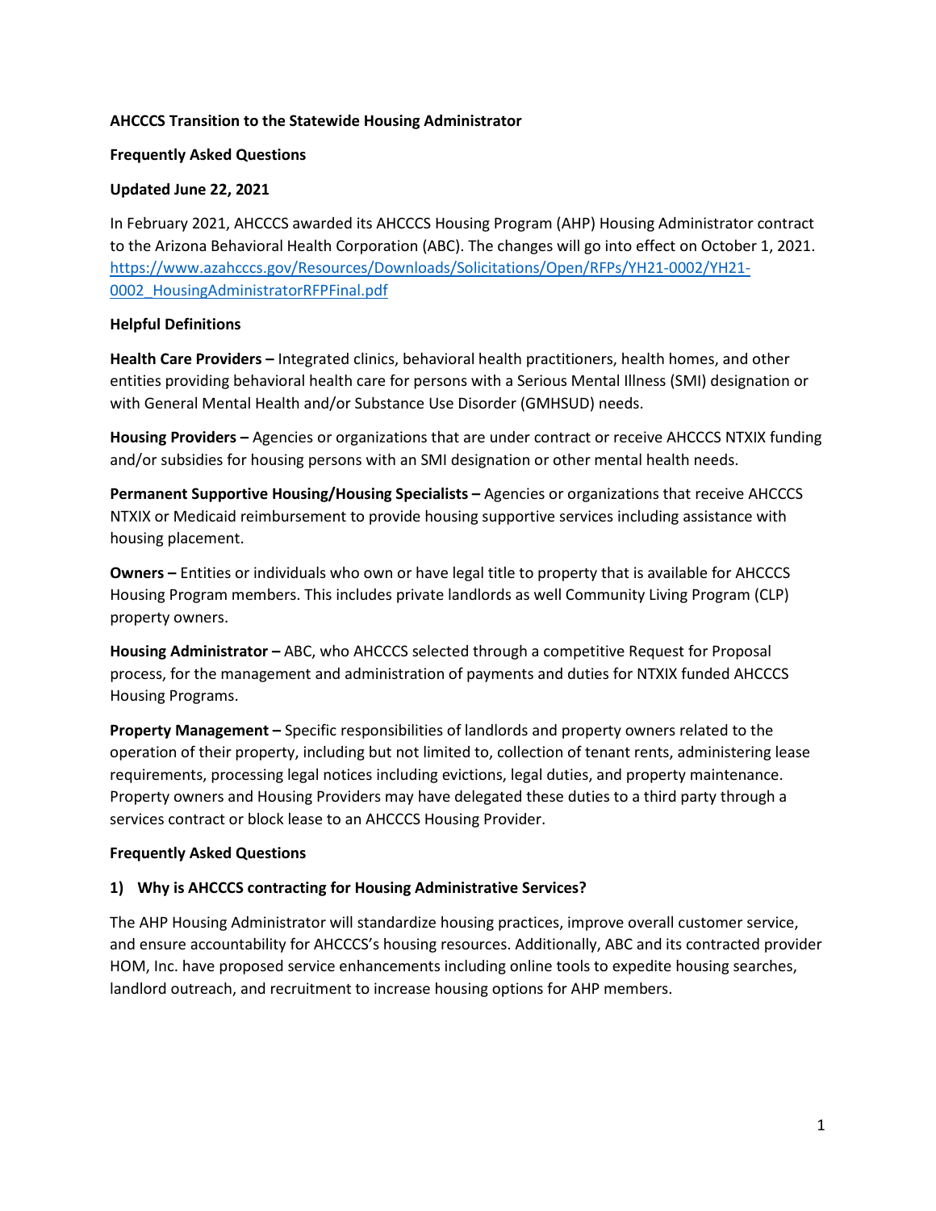**AHCCCS Transition to the Statewide Housing Administrator**

**Frequently Asked Questions**

**Updated June 22, 2021**

In February 2021, AHCCCS awarded its AHCCCS Housing Program (AHP) Housing Administrator contract to the Arizona Behavioral Health Corporation (ABC). The changes will go into effect on October 1, 2021. [https://www.azahcccs.gov/Resources/Downloads/Solicitations/Open/RFPs/YH21-0002/YH21-0002_HousingAdministratorRFPFinal.pdf](https://www.azahcccs.gov/Resources/Downloads/Solicitations/Open/RFPs/YH21-0002/YH21-0002_HousingAdministratorRFPFinal.pdf)

**Helpful Definitions**

**Health Care Providers –** Integrated clinics, behavioral health practitioners, health homes, and other entities providing behavioral health care for persons with a Serious Mental Illness (SMI) designation or with General Mental Health and/or Substance Use Disorder (GMHSUD) needs.

**Housing Providers –** Agencies or organizations that are under contract or receive AHCCCS NTXIX funding and/or subsidies for housing persons with an SMI designation or other mental health needs.

**Permanent Supportive Housing/Housing Specialists –** Agencies or organizations that receive AHCCCS NTXIX or Medicaid reimbursement to provide housing supportive services including assistance with housing placement.

**Owners –** Entities or individuals who own or have legal title to property that is available for AHCCCS Housing Program members. This includes private landlords as well Community Living Program (CLP) property owners.

**Housing Administrator –** ABC, who AHCCCS selected through a competitive Request for Proposal process, for the management and administration of payments and duties for NTXIX funded AHCCCS Housing Programs.

**Property Management –** Specific responsibilities of landlords and property owners related to the operation of their property, including but not limited to, collection of tenant rents, administering lease requirements, processing legal notices including evictions, legal duties, and property maintenance. Property owners and Housing Providers may have delegated these duties to a third party through a services contract or block lease to an AHCCCS Housing Provider.

**Frequently Asked Questions**

**1) Why is AHCCCS contracting for Housing Administrative Services?**

The AHP Housing Administrator will standardize housing practices, improve overall customer service, and ensure accountability for AHCCCS's housing resources. Additionally, ABC and its contracted provider HOM, Inc. have proposed service enhancements including online tools to expedite housing searches, landlord outreach, and recruitment to increase housing options for AHP members.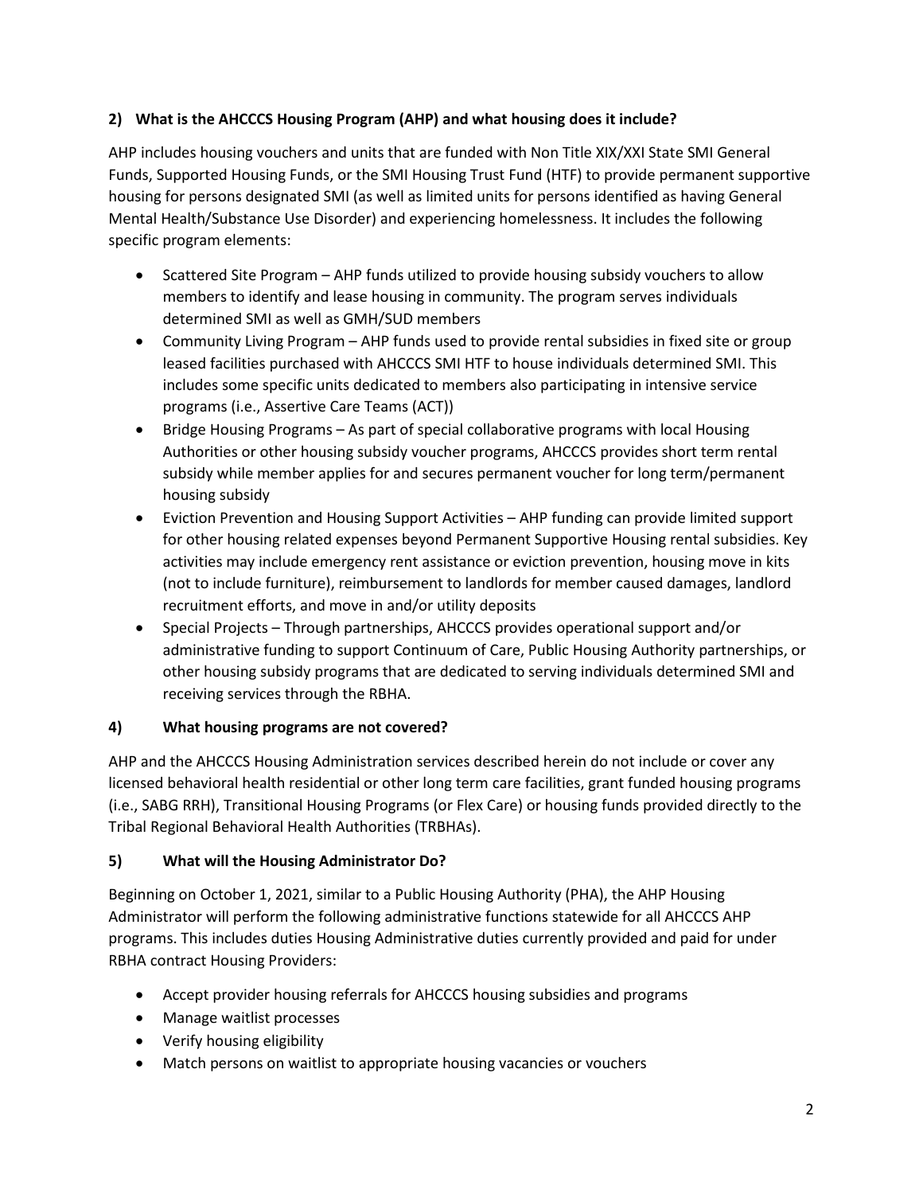### 2) What is the AHCCCS Housing Program (AHP) and what housing does it include?

AHP includes housing vouchers and units that are funded with Non Title XIX/XXI State SMI General Funds, Supported Housing Funds, or the SMI Housing Trust Fund (HTF) to provide permanent supportive housing for persons designated SMI (as well as limited units for persons identified as having General Mental Health/Substance Use Disorder) and experiencing homelessness. It includes the following specific program elements:

- Scattered Site Program – AHP funds utilized to provide housing subsidy vouchers to allow members to identify and lease housing in community. The program serves individuals determined SMI as well as GMH/SUD members
- Community Living Program – AHP funds used to provide rental subsidies in fixed site or group leased facilities purchased with AHCCCS SMI HTF to house individuals determined SMI. This includes some specific units dedicated to members also participating in intensive service programs (i.e., Assertive Care Teams (ACT))
- Bridge Housing Programs – As part of special collaborative programs with local Housing Authorities or other housing subsidy voucher programs, AHCCCS provides short term rental subsidy while member applies for and secures permanent voucher for long term/permanent housing subsidy
- Eviction Prevention and Housing Support Activities – AHP funding can provide limited support for other housing related expenses beyond Permanent Supportive Housing rental subsidies. Key activities may include emergency rent assistance or eviction prevention, housing move in kits (not to include furniture), reimbursement to landlords for member caused damages, landlord recruitment efforts, and move in and/or utility deposits
- Special Projects – Through partnerships, AHCCCS provides operational support and/or administrative funding to support Continuum of Care, Public Housing Authority partnerships, or other housing subsidy programs that are dedicated to serving individuals determined SMI and receiving services through the RBHA.

### 4) What housing programs are not covered?

AHP and the AHCCCS Housing Administration services described herein do not include or cover any licensed behavioral health residential or other long term care facilities, grant funded housing programs (i.e., SABG RRH), Transitional Housing Programs (or Flex Care) or housing funds provided directly to the Tribal Regional Behavioral Health Authorities (TRBHAs).

### 5) What will the Housing Administrator Do?

Beginning on October 1, 2021, similar to a Public Housing Authority (PHA), the AHP Housing Administrator will perform the following administrative functions statewide for all AHCCCS AHP programs. This includes duties Housing Administrative duties currently provided and paid for under RBHA contract Housing Providers:

- Accept provider housing referrals for AHCCCS housing subsidies and programs
- Manage waitlist processes
- Verify housing eligibility
- Match persons on waitlist to appropriate housing vacancies or vouchers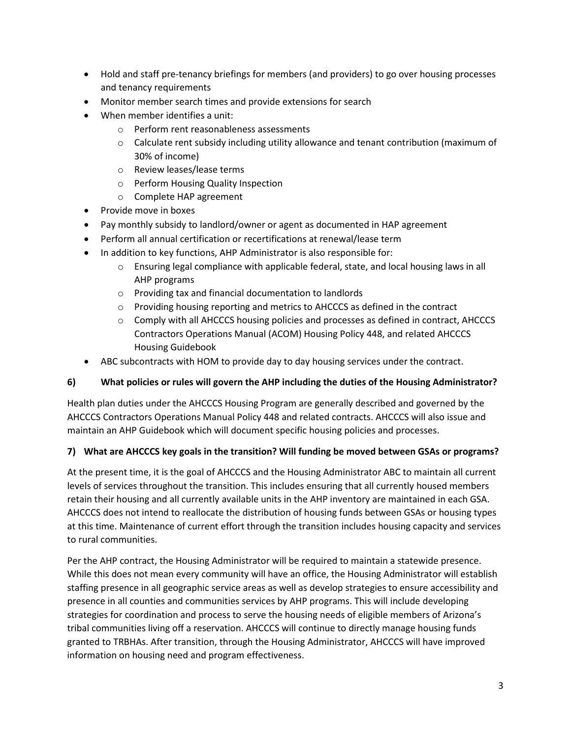- Hold and staff pre-tenancy briefings for members (and providers) to go over housing processes and tenancy requirements
- Monitor member search times and provide extensions for search
- When member identifies a unit:
  - Perform rent reasonableness assessments
  - Calculate rent subsidy including utility allowance and tenant contribution (maximum of 30% of income)
  - Review leases/lease terms
  - Perform Housing Quality Inspection
  - Complete HAP agreement
- Provide move in boxes
- Pay monthly subsidy to landlord/owner or agent as documented in HAP agreement
- Perform all annual certification or recertifications at renewal/lease term
- In addition to key functions, AHP Administrator is also responsible for:
  - Ensuring legal compliance with applicable federal, state, and local housing laws in all AHP programs
  - Providing tax and financial documentation to landlords
  - Providing housing reporting and metrics to AHCCCS as defined in the contract
  - Comply with all AHCCCS housing policies and processes as defined in contract, AHCCCS Contractors Operations Manual (ACOM) Housing Policy 448, and related AHCCCS Housing Guidebook
- ABC subcontracts with HOM to provide day to day housing services under the contract.

**6) What policies or rules will govern the AHP including the duties of the Housing Administrator?**

Health plan duties under the AHCCCS Housing Program are generally described and governed by the AHCCCS Contractors Operations Manual Policy 448 and related contracts. AHCCCS will also issue and maintain an AHP Guidebook which will document specific housing policies and processes.

**7) What are AHCCCS key goals in the transition? Will funding be moved between GSAs or programs?**

At the present time, it is the goal of AHCCCS and the Housing Administrator ABC to maintain all current levels of services throughout the transition. This includes ensuring that all currently housed members retain their housing and all currently available units in the AHP inventory are maintained in each GSA. AHCCCS does not intend to reallocate the distribution of housing funds between GSAs or housing types at this time. Maintenance of current effort through the transition includes housing capacity and services to rural communities.

Per the AHP contract, the Housing Administrator will be required to maintain a statewide presence. While this does not mean every community will have an office, the Housing Administrator will establish staffing presence in all geographic service areas as well as develop strategies to ensure accessibility and presence in all counties and communities services by AHP programs. This will include developing strategies for coordination and process to serve the housing needs of eligible members of Arizona's tribal communities living off a reservation. AHCCCS will continue to directly manage housing funds granted to TRBHAs. After transition, through the Housing Administrator, AHCCCS will have improved information on housing need and program effectiveness.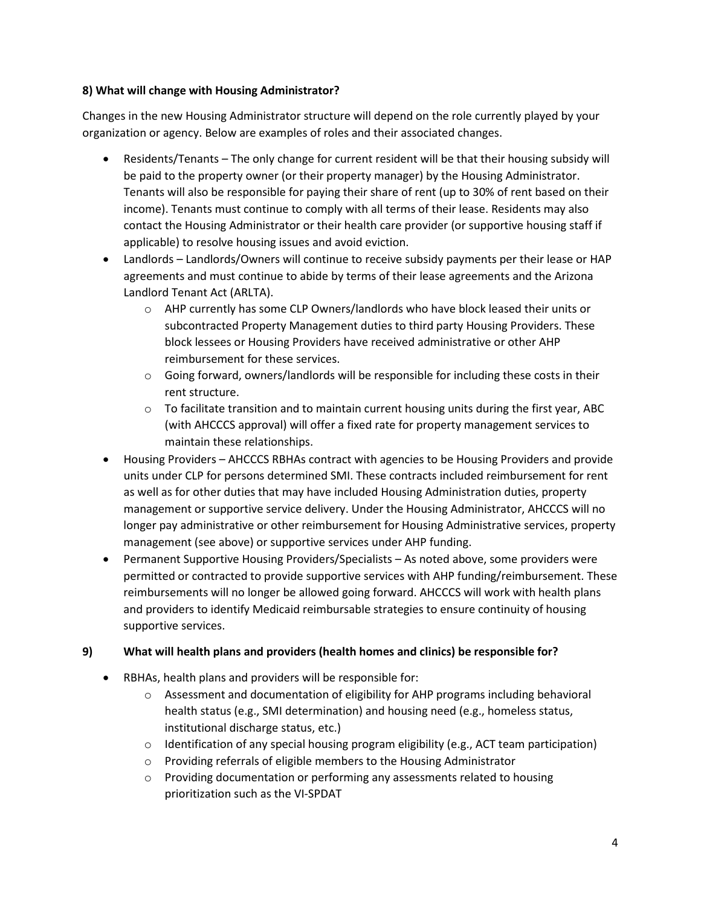**8) What will change with Housing Administrator?**

Changes in the new Housing Administrator structure will depend on the role currently played by your organization or agency. Below are examples of roles and their associated changes.

- Residents/Tenants – The only change for current resident will be that their housing subsidy will be paid to the property owner (or their property manager) by the Housing Administrator. Tenants will also be responsible for paying their share of rent (up to 30% of rent based on their income). Tenants must continue to comply with all terms of their lease. Residents may also contact the Housing Administrator or their health care provider (or supportive housing staff if applicable) to resolve housing issues and avoid eviction.
- Landlords – Landlords/Owners will continue to receive subsidy payments per their lease or HAP agreements and must continue to abide by terms of their lease agreements and the Arizona Landlord Tenant Act (ARLTA).
    - AHP currently has some CLP Owners/landlords who have block leased their units or subcontracted Property Management duties to third party Housing Providers. These block lessees or Housing Providers have received administrative or other AHP reimbursement for these services.
    - Going forward, owners/landlords will be responsible for including these costs in their rent structure.
    - To facilitate transition and to maintain current housing units during the first year, ABC (with AHCCCS approval) will offer a fixed rate for property management services to maintain these relationships.
- Housing Providers – AHCCCS RBHAs contract with agencies to be Housing Providers and provide units under CLP for persons determined SMI. These contracts included reimbursement for rent as well as for other duties that may have included Housing Administration duties, property management or supportive service delivery. Under the Housing Administrator, AHCCCS will no longer pay administrative or other reimbursement for Housing Administrative services, property management (see above) or supportive services under AHP funding.
- Permanent Supportive Housing Providers/Specialists – As noted above, some providers were permitted or contracted to provide supportive services with AHP funding/reimbursement. These reimbursements will no longer be allowed going forward. AHCCCS will work with health plans and providers to identify Medicaid reimbursable strategies to ensure continuity of housing supportive services.

**9) What will health plans and providers (health homes and clinics) be responsible for?**

- RBHAs, health plans and providers will be responsible for:
    - Assessment and documentation of eligibility for AHP programs including behavioral health status (e.g., SMI determination) and housing need (e.g., homeless status, institutional discharge status, etc.)
    - Identification of any special housing program eligibility (e.g., ACT team participation)
    - Providing referrals of eligible members to the Housing Administrator
    - Providing documentation or performing any assessments related to housing prioritization such as the VI-SPDAT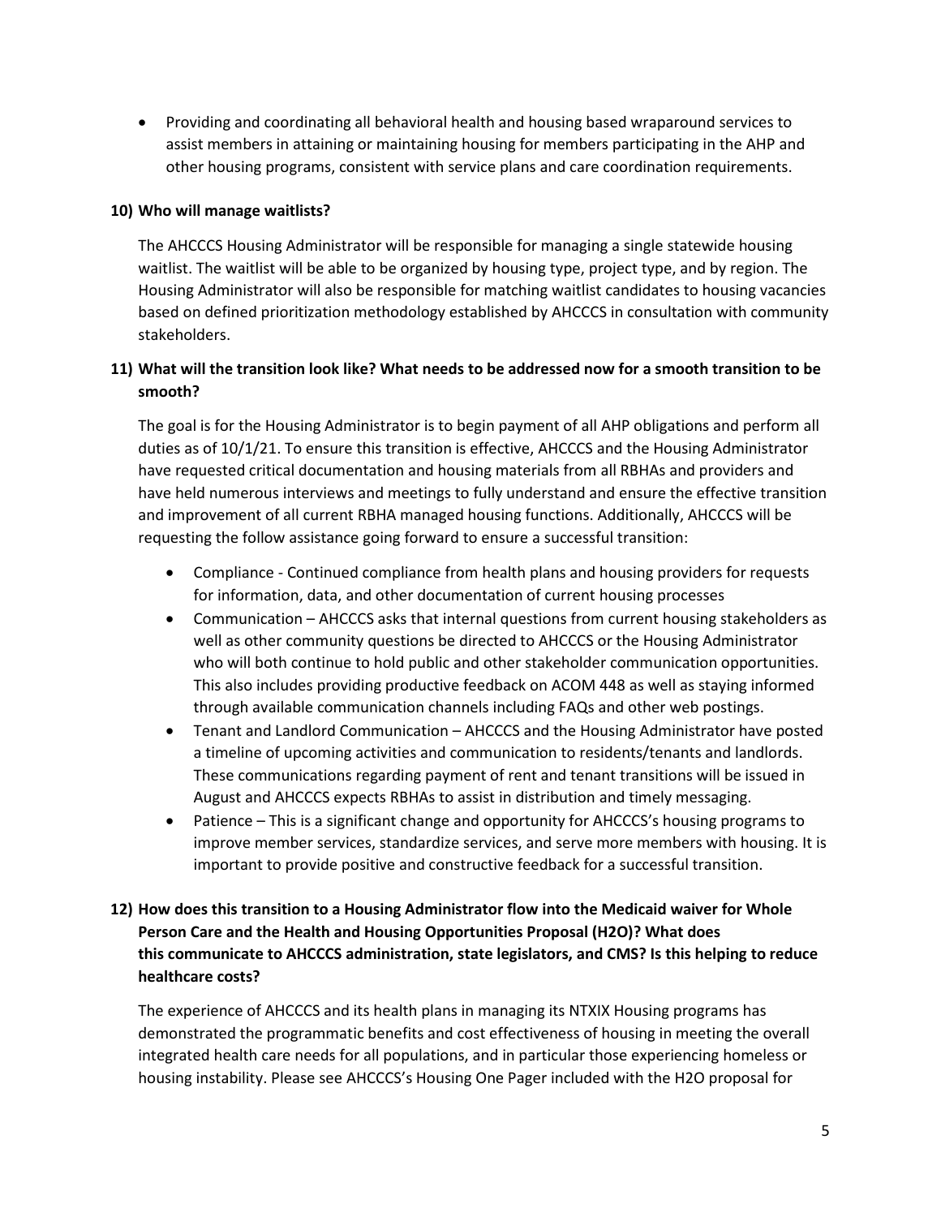- Providing and coordinating all behavioral health and housing based wraparound services to assist members in attaining or maintaining housing for members participating in the AHP and other housing programs, consistent with service plans and care coordination requirements.

**10) Who will manage waitlists?**

The AHCCCS Housing Administrator will be responsible for managing a single statewide housing waitlist. The waitlist will be able to be organized by housing type, project type, and by region. The Housing Administrator will also be responsible for matching waitlist candidates to housing vacancies based on defined prioritization methodology established by AHCCCS in consultation with community stakeholders.

**11) What will the transition look like? What needs to be addressed now for a smooth transition to be smooth?**

The goal is for the Housing Administrator is to begin payment of all AHP obligations and perform all duties as of 10/1/21. To ensure this transition is effective, AHCCCS and the Housing Administrator have requested critical documentation and housing materials from all RBHAs and providers and have held numerous interviews and meetings to fully understand and ensure the effective transition and improvement of all current RBHA managed housing functions. Additionally, AHCCCS will be requesting the follow assistance going forward to ensure a successful transition:

- Compliance - Continued compliance from health plans and housing providers for requests for information, data, and other documentation of current housing processes
- Communication – AHCCCS asks that internal questions from current housing stakeholders as well as other community questions be directed to AHCCCS or the Housing Administrator who will both continue to hold public and other stakeholder communication opportunities. This also includes providing productive feedback on ACOM 448 as well as staying informed through available communication channels including FAQs and other web postings.
- Tenant and Landlord Communication – AHCCCS and the Housing Administrator have posted a timeline of upcoming activities and communication to residents/tenants and landlords. These communications regarding payment of rent and tenant transitions will be issued in August and AHCCCS expects RBHAs to assist in distribution and timely messaging.
- Patience – This is a significant change and opportunity for AHCCCS's housing programs to improve member services, standardize services, and serve more members with housing. It is important to provide positive and constructive feedback for a successful transition.

**12) How does this transition to a Housing Administrator flow into the Medicaid waiver for Whole Person Care and the Health and Housing Opportunities Proposal (H2O)? What does this communicate to AHCCCS administration, state legislators, and CMS? Is this helping to reduce healthcare costs?**

The experience of AHCCCS and its health plans in managing its NTXIX Housing programs has demonstrated the programmatic benefits and cost effectiveness of housing in meeting the overall integrated health care needs for all populations, and in particular those experiencing homeless or housing instability. Please see AHCCCS's Housing One Pager included with the H2O proposal for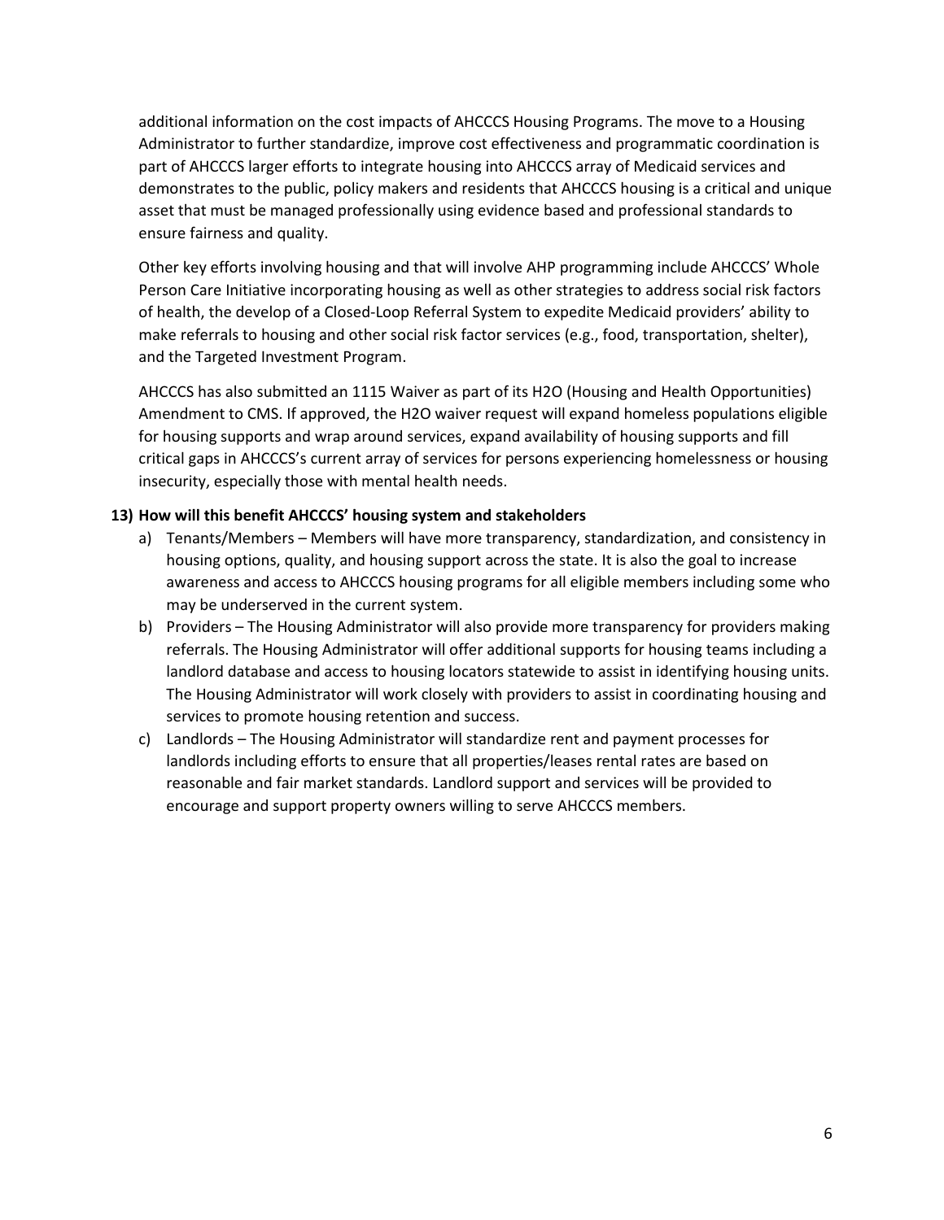additional information on the cost impacts of AHCCCS Housing Programs. The move to a Housing Administrator to further standardize, improve cost effectiveness and programmatic coordination is part of AHCCCS larger efforts to integrate housing into AHCCCS array of Medicaid services and demonstrates to the public, policy makers and residents that AHCCCS housing is a critical and unique asset that must be managed professionally using evidence based and professional standards to ensure fairness and quality.

Other key efforts involving housing and that will involve AHP programming include AHCCCS' Whole Person Care Initiative incorporating housing as well as other strategies to address social risk factors of health, the develop of a Closed-Loop Referral System to expedite Medicaid providers' ability to make referrals to housing and other social risk factor services (e.g., food, transportation, shelter), and the Targeted Investment Program.

AHCCCS has also submitted an 1115 Waiver as part of its H2O (Housing and Health Opportunities) Amendment to CMS. If approved, the H2O waiver request will expand homeless populations eligible for housing supports and wrap around services, expand availability of housing supports and fill critical gaps in AHCCCS's current array of services for persons experiencing homelessness or housing insecurity, especially those with mental health needs.

**13) How will this benefit AHCCCS' housing system and stakeholders**

a) Tenants/Members – Members will have more transparency, standardization, and consistency in housing options, quality, and housing support across the state. It is also the goal to increase awareness and access to AHCCCS housing programs for all eligible members including some who may be underserved in the current system.

b) Providers – The Housing Administrator will also provide more transparency for providers making referrals. The Housing Administrator will offer additional supports for housing teams including a landlord database and access to housing locators statewide to assist in identifying housing units. The Housing Administrator will work closely with providers to assist in coordinating housing and services to promote housing retention and success.

c) Landlords – The Housing Administrator will standardize rent and payment processes for landlords including efforts to ensure that all properties/leases rental rates are based on reasonable and fair market standards. Landlord support and services will be provided to encourage and support property owners willing to serve AHCCCS members.